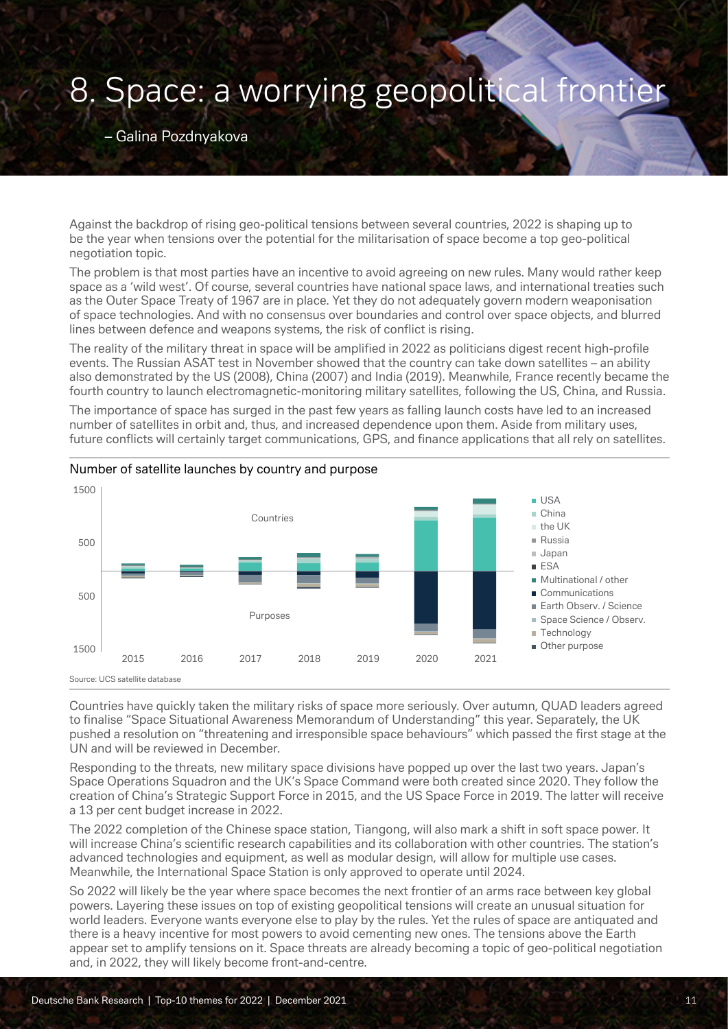# 8. Space: a worrying geopolitical frontier

– Galina Pozdnyakova

Against the backdrop of rising geo-political tensions between several countries, 2022 is shaping up to be the year when tensions over the potential for the militarisation of space become a top geo-political negotiation topic.

The problem is that most parties have an incentive to avoid agreeing on new rules. Many would rather keep space as a 'wild west'. Of course, several countries have national space laws, and international treaties such as the Outer Space Treaty of 1967 are in place. Yet they do not adequately govern modern weaponisation of space technologies. And with no consensus over boundaries and control over space objects, and blurred lines between defence and weapons systems, the risk of conflict is rising.

The reality of the military threat in space will be amplified in 2022 as politicians digest recent high-profile events. The Russian ASAT test in November showed that the country can take down satellites – an ability also demonstrated by the US (2008), China (2007) and India (2019). Meanwhile, France recently became the fourth country to launch electromagnetic-monitoring military satellites, following the US, China, and Russia.

The importance of space has surged in the past few years as falling launch costs have led to an increased number of satellites in orbit and, thus, and increased dependence upon them. Aside from military uses, future conflicts will certainly target communications, GPS, and finance applications that all rely on satellites.

Number of satellite launches by country and purpose

Source: UCS satellite database

Countries have quickly taken the military risks of space more seriously. Over autumn, QUAD leaders agreed to finalise "Space Situational Awareness Memorandum of Understanding" this year. Separately, the UK pushed a resolution on "threatening and irresponsible space behaviours" which passed the first stage at the UN and will be reviewed in December.

Responding to the threats, new military space divisions have popped up over the last two years. Japan's Space Operations Squadron and the UK's Space Command were both created since 2020. They follow the creation of China's Strategic Support Force in 2015, and the US Space Force in 2019. The latter will receive a 13 per cent budget increase in 2022.

The 2022 completion of the Chinese space station, Tiangong, will also mark a shift in soft space power. It will increase China's scientific research capabilities and its collaboration with other countries. The station's advanced technologies and equipment, as well as modular design, will allow for multiple use cases. Meanwhile, the International Space Station is only approved to operate until 2024.

So 2022 will likely be the year where space becomes the next frontier of an arms race between key global powers. Layering these issues on top of existing geopolitical tensions will create an unusual situation for world leaders. Everyone wants everyone else to play by the rules. Yet the rules of space are antiquated and there is a heavy incentive for most powers to avoid cementing new ones. The tensions above the Earth appear set to amplify tensions on it. Space threats are already becoming a topic of geo-political negotiation and, in 2022, they will likely become front-and-centre.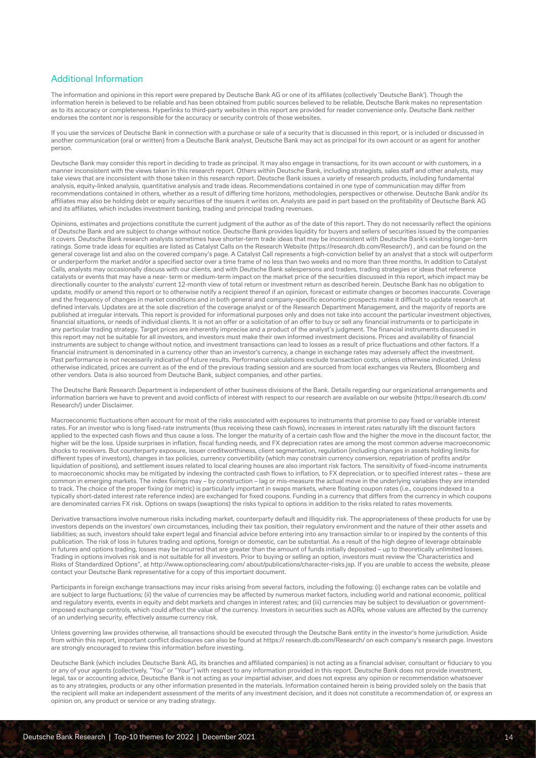## Additional Information

The information and opinions in this report were prepared by Deutsche Bank AG or one of its affiliates (collectively 'Deutsche Bank'). Though the information herein is believed to be reliable and has been obtained from public sources believed to be reliable, Deutsche Bank makes no representation as to its accuracy or completeness. Hyperlinks to third-party websites in this report are provided for reader convenience only. Deutsche Bank neither endorses the content nor is responsible for the accuracy or security controls of those websites.

If you use the services of Deutsche Bank in connection with a purchase or sale of a security that is discussed in this report, or is included or discussed in another communication (oral or written) from a Deutsche Bank analyst, Deutsche Bank may act as principal for its own account or as agent for another person.

Deutsche Bank may consider this report in deciding to trade as principal. It may also engage in transactions, for its own account or with customers, in a manner inconsistent with the views taken in this research report. Others within Deutsche Bank, including strategists, sales staff and other analysts, may take views that are inconsistent with those taken in this research report. Deutsche Bank issues a variety of research products, including fundamental analysis, equity-linked analysis, quantitative analysis and trade ideas. Recommendations contained in one type of communication may differ from recommendations contained in others, whether as a result of differing time horizons, methodologies, perspectives or otherwise. Deutsche Bank and/or its affiliates may also be holding debt or equity securities of the issuers it writes on. Analysts are paid in part based on the profitability of Deutsche Bank AG and its affiliates, which includes investment banking, trading and principal trading revenues.

Opinions, estimates and projections constitute the current judgment of the author as of the date of this report. They do not necessarily reflect the opinions of Deutsche Bank and are subject to change without notice. Deutsche Bank provides liquidity for buyers and sellers of securities issued by the companies it covers. Deutsche Bank research analysts sometimes have shorter-term trade ideas that may be inconsistent with Deutsche Bank's existing longer-term ratings. Some trade ideas for equities are listed as Catalyst Calls on the Research Website (https://research.db.com/Research/) , and can be found on the general coverage list and also on the covered company's page. A Catalyst Call represents a high-conviction belief by an analyst that a stock will outperform or underperform the market and/or a specified sector over a time frame of no less than two weeks and no more than three months. In addition to Catalyst Calls, analysts may occasionally discuss with our clients, and with Deutsche Bank salespersons and traders, trading strategies or ideas that reference catalysts or events that may have a near- term or medium-term impact on the market price of the securities discussed in this report, which impact may be directionally counter to the analysts' current 12-month view of total return or investment return as described herein. Deutsche Bank has no obligation to update, modify or amend this report or to otherwise notify a recipient thereof if an opinion, forecast or estimate changes or becomes inaccurate. Coverage and the frequency of changes in market conditions and in both general and company-specific economic prospects make it difficult to update research at defined intervals. Updates are at the sole discretion of the coverage analyst or of the Research Department Management, and the majority of reports are published at irregular intervals. This report is provided for informational purposes only and does not take into account the particular investment objectives, financial situations, or needs of individual clients. It is not an offer or a solicitation of an offer to buy or sell any financial instruments or to participate in any particular trading strategy. Target prices are inherently imprecise and a product of the analyst's judgment. The financial instruments discussed in this report may not be suitable for all investors, and investors must make their own informed investment decisions. Prices and availability of financial instruments are subject to change without notice, and investment transactions can lead to losses as a result of price fluctuations and other factors. If a financial instrument is denominated in a currency other than an investor's currency, a change in exchange rates may adversely affect the investment. Past performance is not necessarily indicative of future results. Performance calculations exclude transaction costs, unless otherwise indicated. Unless otherwise indicated, prices are current as of the end of the previous trading session and are sourced from local exchanges via Reuters, Bloomberg and other vendors. Data is also sourced from Deutsche Bank, subject companies, and other parties.

The Deutsche Bank Research Department is independent of other business divisions of the Bank. Details regarding our organizational arrangements and information barriers we have to prevent and avoid conflicts of interest with respect to our research are available on our website (https://research.db.com/Research/) under Disclaimer.

Macroeconomic fluctuations often account for most of the risks associated with exposures to instruments that promise to pay fixed or variable interest rates. For an investor who is long fixed-rate instruments (thus receiving these cash flows), increases in interest rates naturally lift the discount factors applied to the expected cash flows and thus cause a loss. The longer the maturity of a certain cash flow and the higher the move in the discount factor, the higher will be the loss. Upside surprises in inflation, fiscal funding needs, and FX depreciation rates are among the most common adverse macroeconomic shocks to receivers. But counterparty exposure, issuer creditworthiness, client segmentation, regulation (including changes in assets holding limits for different types of investors), changes in tax policies, currency convertibility (which may constrain currency conversion, repatriation of profits and/or liquidation of positions), and settlement issues related to local clearing houses are also important risk factors. The sensitivity of fixed-income instruments to macroeconomic shocks may be mitigated by indexing the contracted cash flows to inflation, to FX depreciation, or to specified interest rates – these are common in emerging markets. The index fixings may – by construction – lag or mis-measure the actual move in the underlying variables they are intended to track. The choice of the proper fixing (or metric) is particularly important in swaps markets, where floating coupon rates (i.e., coupons indexed to a typically short-dated interest rate reference index) are exchanged for fixed coupons. Funding in a currency that differs from the currency in which coupons are denominated carries FX risk. Options on swaps (swaptions) the risks typical to options in addition to the risks related to rates movements.

Derivative transactions involve numerous risks including market, counterparty default and illiquidity risk. The appropriateness of these products for use by investors depends on the investors' own circumstances, including their tax position, their regulatory environment and the nature of their other assets and liabilities; as such, investors should take expert legal and financial advice before entering into any transaction similar to or inspired by the contents of this publication. The risk of loss in futures trading and options, foreign or domestic, can be substantial. As a result of the high degree of leverage obtainable in futures and options trading, losses may be incurred that are greater than the amount of funds initially deposited – up to theoretically unlimited losses. Trading in options involves risk and is not suitable for all investors. Prior to buying or selling an option, investors must review the 'Characteristics and Risks of Standardized Options", at http://www.optionsclearing.com/ about/publications/character-risks.jsp. If you are unable to access the website, please contact your Deutsche Bank representative for a copy of this important document.

Participants in foreign exchange transactions may incur risks arising from several factors, including the following: (i) exchange rates can be volatile and are subject to large fluctuations; (ii) the value of currencies may be affected by numerous market factors, including world and national economic, political and regulatory events, events in equity and debt markets and changes in interest rates; and (iii) currencies may be subject to devaluation or government-imposed exchange controls, which could affect the value of the currency. Investors in securities such as ADRs, whose values are affected by the currency of an underlying security, effectively assume currency risk.

Unless governing law provides otherwise, all transactions should be executed through the Deutsche Bank entity in the investor's home jurisdiction. Aside from within this report, important conflict disclosures can also be found at https:// research.db.com/Research/ on each company's research page. Investors are strongly encouraged to review this information before investing.

Deutsche Bank (which includes Deutsche Bank AG, its branches and affiliated companies) is not acting as a financial adviser, consultant or fiduciary to you or any of your agents (collectively, "You" or "Your") with respect to any information provided in this report. Deutsche Bank does not provide investment, legal, tax or accounting advice, Deutsche Bank is not acting as your impartial adviser, and does not express any opinion or recommendation whatsoever as to any strategies, products or any other information presented in the materials. Information contained herein is being provided solely on the basis that the recipient will make an independent assessment of the merits of any investment decision, and it does not constitute a recommendation of, or express an opinion on, any product or service or any trading strategy.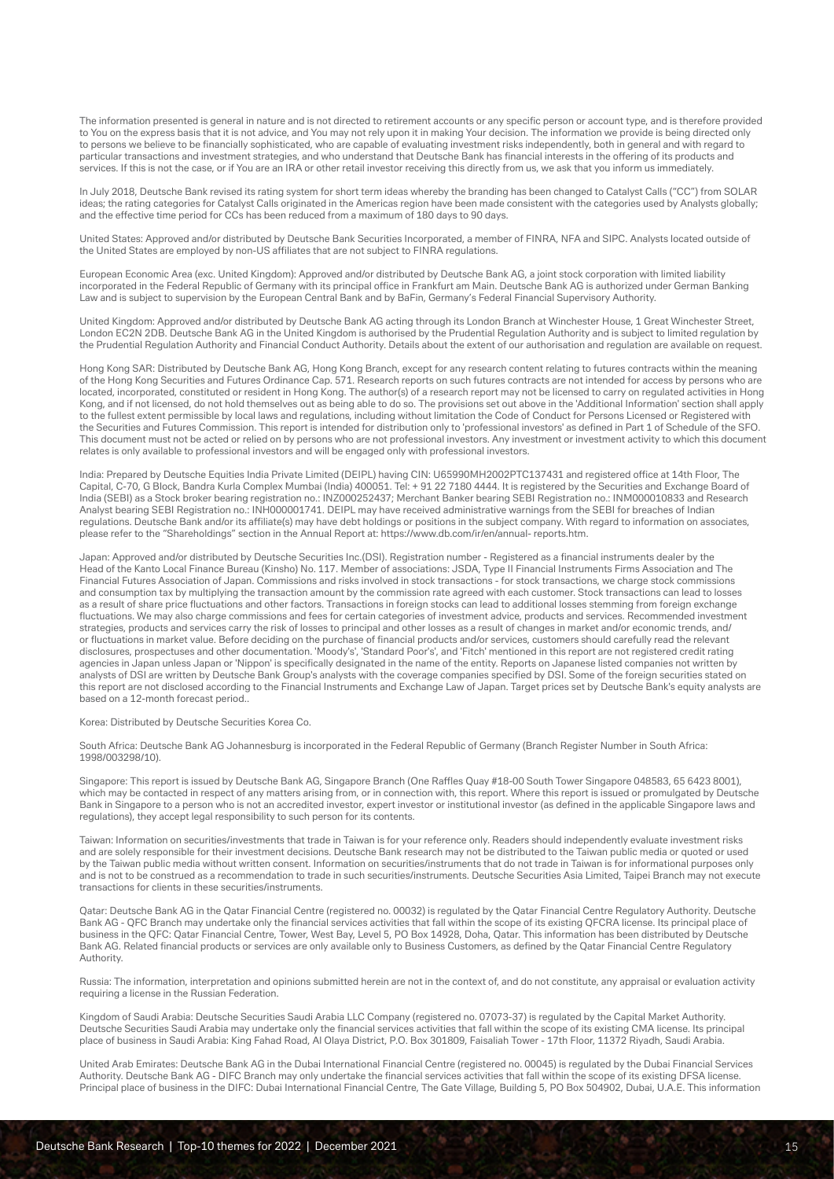The information presented is general in nature and is not directed to retirement accounts or any specific person or account type, and is therefore provided to You on the express basis that it is not advice, and You may not rely upon it in making Your decision. The information we provide is being directed only to persons we believe to be financially sophisticated, who are capable of evaluating investment risks independently, both in general and with regard to particular transactions and investment strategies, and who understand that Deutsche Bank has financial interests in the offering of its products and services. If this is not the case, or if You are an IRA or other retail investor receiving this directly from us, we ask that you inform us immediately.

In July 2018, Deutsche Bank revised its rating system for short term ideas whereby the branding has been changed to Catalyst Calls ("CC") from SOLAR ideas; the rating categories for Catalyst Calls originated in the Americas region have been made consistent with the categories used by Analysts globally; and the effective time period for CCs has been reduced from a maximum of 180 days to 90 days.

United States: Approved and/or distributed by Deutsche Bank Securities Incorporated, a member of FINRA, NFA and SIPC. Analysts located outside of the United States are employed by non-US affiliates that are not subject to FINRA regulations.

European Economic Area (exc. United Kingdom): Approved and/or distributed by Deutsche Bank AG, a joint stock corporation with limited liability incorporated in the Federal Republic of Germany with its principal office in Frankfurt am Main. Deutsche Bank AG is authorized under German Banking Law and is subject to supervision by the European Central Bank and by BaFin, Germany's Federal Financial Supervisory Authority.

United Kingdom: Approved and/or distributed by Deutsche Bank AG acting through its London Branch at Winchester House, 1 Great Winchester Street, London EC2N 2DB. Deutsche Bank AG in the United Kingdom is authorised by the Prudential Regulation Authority and is subject to limited regulation by the Prudential Regulation Authority and Financial Conduct Authority. Details about the extent of our authorisation and regulation are available on request.

Hong Kong SAR: Distributed by Deutsche Bank AG, Hong Kong Branch, except for any research content relating to futures contracts within the meaning of the Hong Kong Securities and Futures Ordinance Cap. 571. Research reports on such futures contracts are not intended for access by persons who are located, incorporated, constituted or resident in Hong Kong. The author(s) of a research report may not be licensed to carry on regulated activities in Hong Kong, and if not licensed, do not hold themselves out as being able to do so. The provisions set out above in the 'Additional Information' section shall apply to the fullest extent permissible by local laws and regulations, including without limitation the Code of Conduct for Persons Licensed or Registered with the Securities and Futures Commission. This report is intended for distribution only to 'professional investors' as defined in Part 1 of Schedule of the SFO. This document must not be acted or relied on by persons who are not professional investors. Any investment or investment activity to which this document relates is only available to professional investors and will be engaged only with professional investors.

India: Prepared by Deutsche Equities India Private Limited (DEIPL) having CIN: U65990MH2002PTC137431 and registered office at 14th Floor, The Capital, C-70, G Block, Bandra Kurla Complex Mumbai (India) 400051. Tel: + 91 22 7180 4444. It is registered by the Securities and Exchange Board of India (SEBI) as a Stock broker bearing registration no.: INZ000252437; Merchant Banker bearing SEBI Registration no.: INM000010833 and Research Analyst bearing SEBI Registration no.: INH000001741. DEIPL may have received administrative warnings from the SEBI for breaches of Indian regulations. Deutsche Bank and/or its affiliate(s) may have debt holdings or positions in the subject company. With regard to information on associates, please refer to the "Shareholdings" section in the Annual Report at: https://www.db.com/ir/en/annual- reports.htm.

Japan: Approved and/or distributed by Deutsche Securities Inc.(DSI). Registration number - Registered as a financial instruments dealer by the Head of the Kanto Local Finance Bureau (Kinsho) No. 117. Member of associations: JSDA, Type II Financial Instruments Firms Association and The Financial Futures Association of Japan. Commissions and risks involved in stock transactions - for stock transactions, we charge stock commissions and consumption tax by multiplying the transaction amount by the commission rate agreed with each customer. Stock transactions can lead to losses as a result of share price fluctuations and other factors. Transactions in foreign stocks can lead to additional losses stemming from foreign exchange fluctuations. We may also charge commissions and fees for certain categories of investment advice, products and services. Recommended investment strategies, products and services carry the risk of losses to principal and other losses as a result of changes in market and/or economic trends, and/or fluctuations in market value. Before deciding on the purchase of financial products and/or services, customers should carefully read the relevant disclosures, prospectuses and other documentation. 'Moody's', 'Standard Poor's', and 'Fitch' mentioned in this report are not registered credit rating agencies in Japan unless Japan or 'Nippon' is specifically designated in the name of the entity. Reports on Japanese listed companies not written by analysts of DSI are written by Deutsche Bank Group's analysts with the coverage companies specified by DSI. Some of the foreign securities stated on this report are not disclosed according to the Financial Instruments and Exchange Law of Japan. Target prices set by Deutsche Bank's equity analysts are based on a 12-month forecast period..

Korea: Distributed by Deutsche Securities Korea Co.

South Africa: Deutsche Bank AG Johannesburg is incorporated in the Federal Republic of Germany (Branch Register Number in South Africa: 1998/003298/10).

Singapore: This report is issued by Deutsche Bank AG, Singapore Branch (One Raffles Quay #18-00 South Tower Singapore 048583, 65 6423 8001), which may be contacted in respect of any matters arising from, or in connection with, this report. Where this report is issued or promulgated by Deutsche Bank in Singapore to a person who is not an accredited investor, expert investor or institutional investor (as defined in the applicable Singapore laws and regulations), they accept legal responsibility to such person for its contents.

Taiwan: Information on securities/investments that trade in Taiwan is for your reference only. Readers should independently evaluate investment risks and are solely responsible for their investment decisions. Deutsche Bank research may not be distributed to the Taiwan public media or quoted or used by the Taiwan public media without written consent. Information on securities/instruments that do not trade in Taiwan is for informational purposes only and is not to be construed as a recommendation to trade in such securities/instruments. Deutsche Securities Asia Limited, Taipei Branch may not execute transactions for clients in these securities/instruments.

Qatar: Deutsche Bank AG in the Qatar Financial Centre (registered no. 00032) is regulated by the Qatar Financial Centre Regulatory Authority. Deutsche Bank AG - QFC Branch may undertake only the financial services activities that fall within the scope of its existing QFCRA license. Its principal place of business in the QFC: Qatar Financial Centre, Tower, West Bay, Level 5, PO Box 14928, Doha, Qatar. This information has been distributed by Deutsche Bank AG. Related financial products or services are only available only to Business Customers, as defined by the Qatar Financial Centre Regulatory Authority.

Russia: The information, interpretation and opinions submitted herein are not in the context of, and do not constitute, any appraisal or evaluation activity requiring a license in the Russian Federation.

Kingdom of Saudi Arabia: Deutsche Securities Saudi Arabia LLC Company (registered no. 07073-37) is regulated by the Capital Market Authority. Deutsche Securities Saudi Arabia may undertake only the financial services activities that fall within the scope of its existing CMA license. Its principal place of business in Saudi Arabia: King Fahad Road, Al Olaya District, P.O. Box 301809, Faisaliah Tower - 17th Floor, 11372 Riyadh, Saudi Arabia.

United Arab Emirates: Deutsche Bank AG in the Dubai International Financial Centre (registered no. 00045) is regulated by the Dubai Financial Services Authority. Deutsche Bank AG - DIFC Branch may only undertake the financial services activities that fall within the scope of its existing DFSA license. Principal place of business in the DIFC: Dubai International Financial Centre, The Gate Village, Building 5, PO Box 504902, Dubai, U.A.E. This information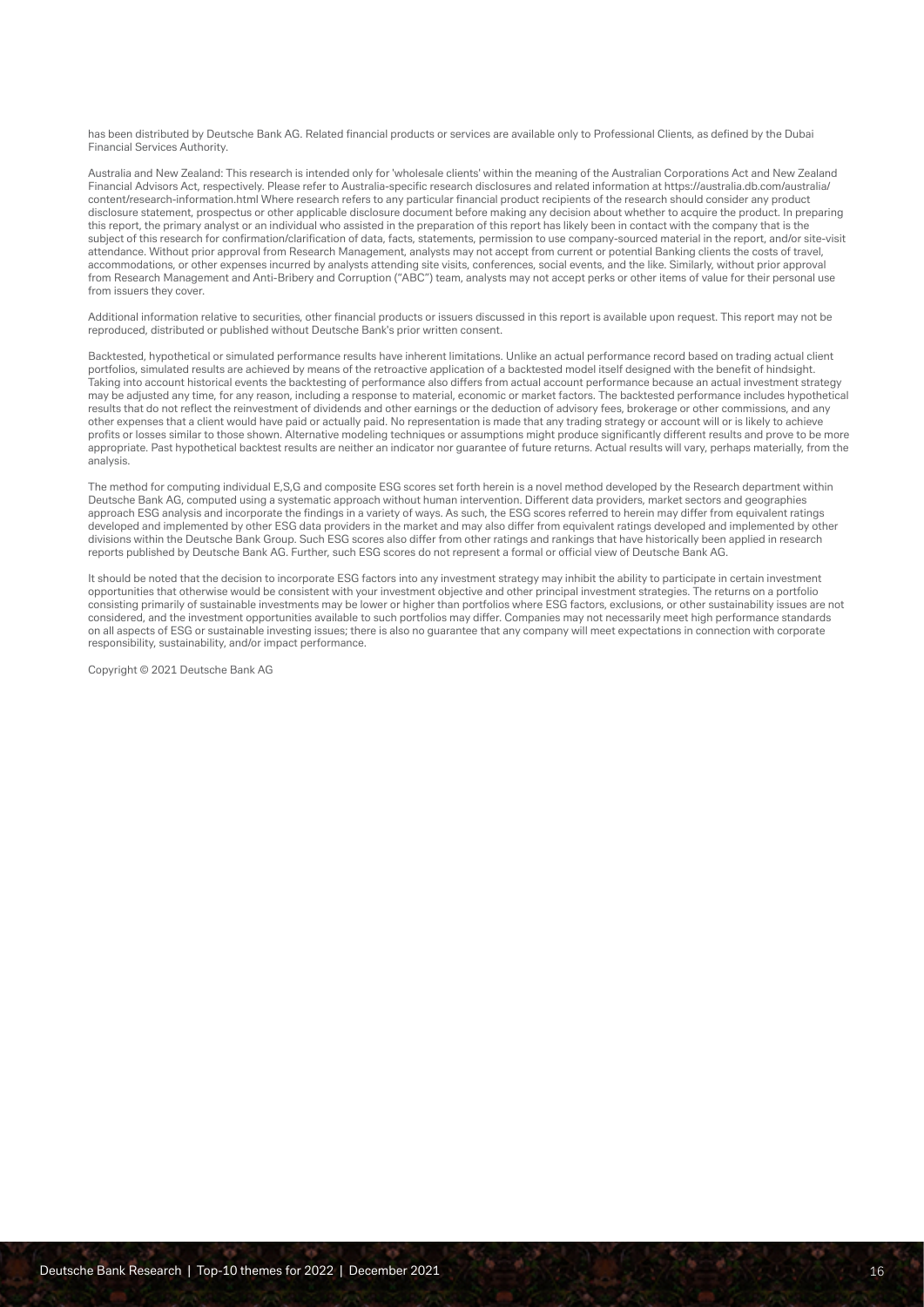has been distributed by Deutsche Bank AG. Related financial products or services are available only to Professional Clients, as defined by the Dubai Financial Services Authority.

Australia and New Zealand: This research is intended only for 'wholesale clients' within the meaning of the Australian Corporations Act and New Zealand Financial Advisors Act, respectively. Please refer to Australia-specific research disclosures and related information at https://australia.db.com/australia/content/research-information.html Where research refers to any particular financial product recipients of the research should consider any product disclosure statement, prospectus or other applicable disclosure document before making any decision about whether to acquire the product. In preparing this report, the primary analyst or an individual who assisted in the preparation of this report has likely been in contact with the company that is the subject of this research for confirmation/clarification of data, facts, statements, permission to use company-sourced material in the report, and/or site-visit attendance. Without prior approval from Research Management, analysts may not accept from current or potential Banking clients the costs of travel, accommodations, or other expenses incurred by analysts attending site visits, conferences, social events, and the like. Similarly, without prior approval from Research Management and Anti-Bribery and Corruption ("ABC") team, analysts may not accept perks or other items of value for their personal use from issuers they cover.

Additional information relative to securities, other financial products or issuers discussed in this report is available upon request. This report may not be reproduced, distributed or published without Deutsche Bank's prior written consent.

Backtested, hypothetical or simulated performance results have inherent limitations. Unlike an actual performance record based on trading actual client portfolios, simulated results are achieved by means of the retroactive application of a backtested model itself designed with the benefit of hindsight. Taking into account historical events the backtesting of performance also differs from actual account performance because an actual investment strategy may be adjusted any time, for any reason, including a response to material, economic or market factors. The backtested performance includes hypothetical results that do not reflect the reinvestment of dividends and other earnings or the deduction of advisory fees, brokerage or other commissions, and any other expenses that a client would have paid or actually paid. No representation is made that any trading strategy or account will or is likely to achieve profits or losses similar to those shown. Alternative modeling techniques or assumptions might produce significantly different results and prove to be more appropriate. Past hypothetical backtest results are neither an indicator nor guarantee of future returns. Actual results will vary, perhaps materially, from the analysis.

The method for computing individual E,S,G and composite ESG scores set forth herein is a novel method developed by the Research department within Deutsche Bank AG, computed using a systematic approach without human intervention. Different data providers, market sectors and geographies approach ESG analysis and incorporate the findings in a variety of ways. As such, the ESG scores referred to herein may differ from equivalent ratings developed and implemented by other ESG data providers in the market and may also differ from equivalent ratings developed and implemented by other divisions within the Deutsche Bank Group. Such ESG scores also differ from other ratings and rankings that have historically been applied in research reports published by Deutsche Bank AG. Further, such ESG scores do not represent a formal or official view of Deutsche Bank AG.

It should be noted that the decision to incorporate ESG factors into any investment strategy may inhibit the ability to participate in certain investment opportunities that otherwise would be consistent with your investment objective and other principal investment strategies. The returns on a portfolio consisting primarily of sustainable investments may be lower or higher than portfolios where ESG factors, exclusions, or other sustainability issues are not considered, and the investment opportunities available to such portfolios may differ. Companies may not necessarily meet high performance standards on all aspects of ESG or sustainable investing issues; there is also no guarantee that any company will meet expectations in connection with corporate responsibility, sustainability, and/or impact performance.

Copyright © 2021 Deutsche Bank AG